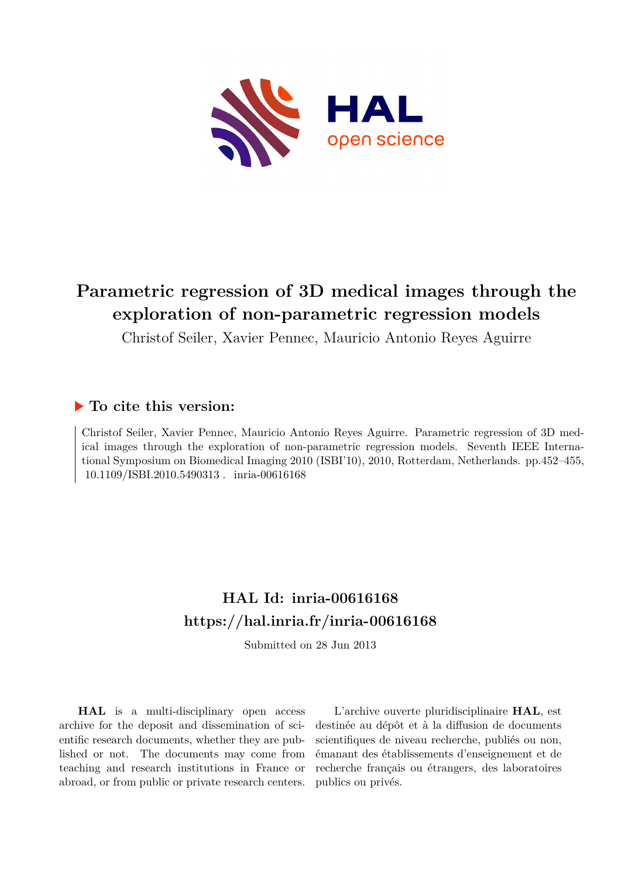# Parametric regression of 3D medical images through the exploration of non-parametric regression models

Christof Seiler, Xavier Pennec, Mauricio Antonio Reyes Aguirre

## To cite this version:

Christof Seiler, Xavier Pennec, Mauricio Antonio Reyes Aguirre. Parametric regression of 3D medical images through the exploration of non-parametric regression models. Seventh IEEE International Symposium on Biomedical Imaging 2010 (ISBI'10), 2010, Rotterdam, Netherlands. pp.452–455, 10.1109/ISBI.2010.5490313 . inria-00616168

## HAL Id: inria-00616168

## https://hal.inria.fr/inria-00616168

Submitted on 28 Jun 2013

**HAL** is a multi-disciplinary open access archive for the deposit and dissemination of scientific research documents, whether they are published or not. The documents may come from teaching and research institutions in France or abroad, or from public or private research centers.

L'archive ouverte pluridisciplinaire **HAL**, est destinée au dépôt et à la diffusion de documents scientifiques de niveau recherche, publiés ou non, émanant des établissements d'enseignement et de recherche français ou étrangers, des laboratoires publics ou privés.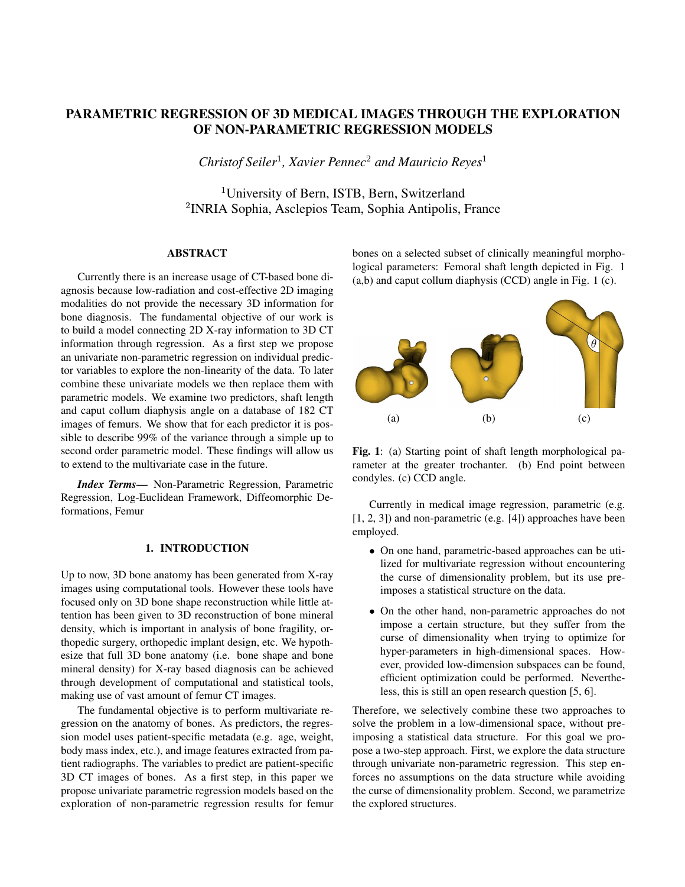# PARAMETRIC REGRESSION OF 3D MEDICAL IMAGES THROUGH THE EXPLORATION OF NON-PARAMETRIC REGRESSION MODELS

*Christof Seiler*[1], *Xavier Pennec*[2] *and Mauricio Reyes*[1]

[1]University of Bern, ISTB, Bern, Switzerland
[2]INRIA Sophia, Asclepios Team, Sophia Antipolis, France

## ABSTRACT

Currently there is an increase usage of CT-based bone diagnosis because low-radiation and cost-effective 2D imaging modalities do not provide the necessary 3D information for bone diagnosis. The fundamental objective of our work is to build a model connecting 2D X-ray information to 3D CT information through regression. As a first step we propose an univariate non-parametric regression on individual predictor variables to explore the non-linearity of the data. To later combine these univariate models we then replace them with parametric models. We examine two predictors, shaft length and caput collum diaphysis angle on a database of 182 CT images of femurs. We show that for each predictor it is possible to describe 99% of the variance through a simple up to second order parametric model. These findings will allow us to extend to the multivariate case in the future.

***Index Terms*—** Non-Parametric Regression, Parametric Regression, Log-Euclidean Framework, Diffeomorphic Deformations, Femur

## 1. INTRODUCTION

Up to now, 3D bone anatomy has been generated from X-ray images using computational tools. However these tools have focused only on 3D bone shape reconstruction while little attention has been given to 3D reconstruction of bone mineral density, which is important in analysis of bone fragility, orthopedic surgery, orthopedic implant design, etc. We hypothesize that full 3D bone anatomy (i.e. bone shape and bone mineral density) for X-ray based diagnosis can be achieved through development of computational and statistical tools, making use of vast amount of femur CT images.

The fundamental objective is to perform multivariate regression on the anatomy of bones. As predictors, the regression model uses patient-specific metadata (e.g. age, weight, body mass index, etc.), and image features extracted from patient radiographs. The variables to predict are patient-specific 3D CT images of bones. As a first step, in this paper we propose univariate parametric regression models based on the exploration of non-parametric regression results for femur bones on a selected subset of clinically meaningful morphological parameters: Femoral shaft length depicted in Fig. 1 (a,b) and caput collum diaphysis (CCD) angle in Fig. 1 (c).

**Fig. 1**: (a) Starting point of shaft length morphological parameter at the greater trochanter. (b) End point between condyles. (c) CCD angle.

Currently in medical image regression, parametric (e.g. [1, 2, 3]) and non-parametric (e.g. [4]) approaches have been employed.

- On one hand, parametric-based approaches can be utilized for multivariate regression without encountering the curse of dimensionality problem, but its use preimposes a statistical structure on the data.
- On the other hand, non-parametric approaches do not impose a certain structure, but they suffer from the curse of dimensionality when trying to optimize for hyper-parameters in high-dimensional spaces. However, provided low-dimension subspaces can be found, efficient optimization could be performed. Nevertheless, this is still an open research question [5, 6].

Therefore, we selectively combine these two approaches to solve the problem in a low-dimensional space, without preimposing a statistical data structure. For this goal we propose a two-step approach. First, we explore the data structure through univariate non-parametric regression. This step enforces no assumptions on the data structure while avoiding the curse of dimensionality problem. Second, we parametrize the explored structures.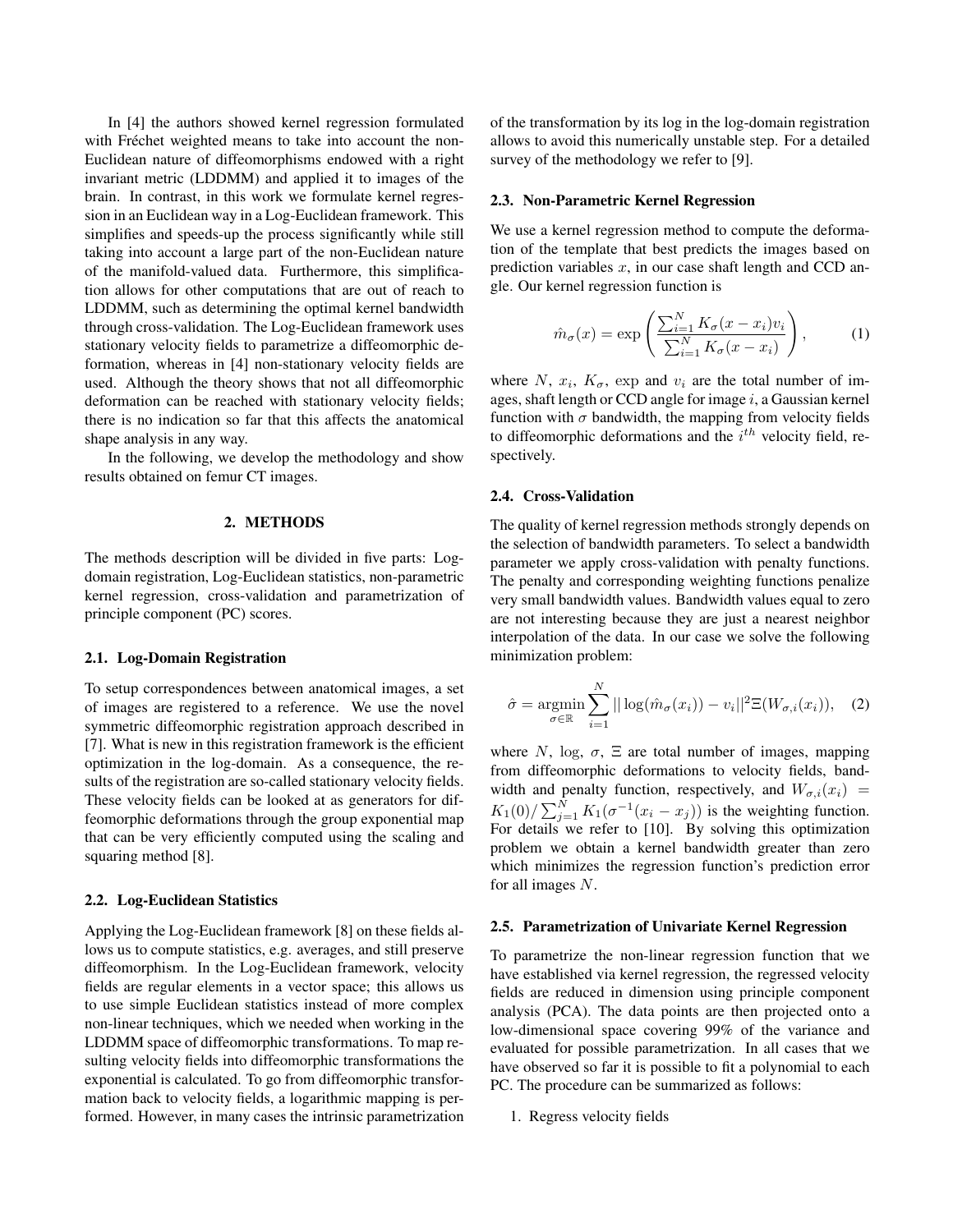In [4] the authors showed kernel regression formulated with Fréchet weighted means to take into account the non-Euclidean nature of diffeomorphisms endowed with a right invariant metric (LDDMM) and applied it to images of the brain. In contrast, in this work we formulate kernel regression in an Euclidean way in a Log-Euclidean framework. This simplifies and speeds-up the process significantly while still taking into account a large part of the non-Euclidean nature of the manifold-valued data. Furthermore, this simplification allows for other computations that are out of reach to LDDMM, such as determining the optimal kernel bandwidth through cross-validation. The Log-Euclidean framework uses stationary velocity fields to parametrize a diffeomorphic deformation, whereas in [4] non-stationary velocity fields are used. Although the theory shows that not all diffeomorphic deformation can be reached with stationary velocity fields; there is no indication so far that this affects the anatomical shape analysis in any way.

In the following, we develop the methodology and show results obtained on femur CT images.

## 2. METHODS

The methods description will be divided in five parts: Log-domain registration, Log-Euclidean statistics, non-parametric kernel regression, cross-validation and parametrization of principle component (PC) scores.

### 2.1. Log-Domain Registration

To setup correspondences between anatomical images, a set of images are registered to a reference. We use the novel symmetric diffeomorphic registration approach described in [7]. What is new in this registration framework is the efficient optimization in the log-domain. As a consequence, the results of the registration are so-called stationary velocity fields. These velocity fields can be looked at as generators for diffeomorphic deformations through the group exponential map that can be very efficiently computed using the scaling and squaring method [8].

### 2.2. Log-Euclidean Statistics

Applying the Log-Euclidean framework [8] on these fields allows us to compute statistics, e.g. averages, and still preserve diffeomorphism. In the Log-Euclidean framework, velocity fields are regular elements in a vector space; this allows us to use simple Euclidean statistics instead of more complex non-linear techniques, which we needed when working in the LDDMM space of diffeomorphic transformations. To map resulting velocity fields into diffeomorphic transformations the exponential is calculated. To go from diffeomorphic transformation back to velocity fields, a logarithmic mapping is performed. However, in many cases the intrinsic parametrization of the transformation by its log in the log-domain registration allows to avoid this numerically unstable step. For a detailed survey of the methodology we refer to [9].

### 2.3. Non-Parametric Kernel Regression

We use a kernel regression method to compute the deformation of the template that best predicts the images based on prediction variables $x$, in our case shaft length and CCD angle. Our kernel regression function is

$$\hat{m}_{\sigma}(x) = \exp\left(\frac{\sum_{i=1}^{N} K_{\sigma}(x - x_i) v_i}{\sum_{i=1}^{N} K_{\sigma}(x - x_i)}\right), \quad (1)$$

where $N$, $x_i$, $K_\sigma$, $\exp$ and $v_i$ are the total number of images, shaft length or CCD angle for image $i$, a Gaussian kernel function with $\sigma$ bandwidth, the mapping from velocity fields to diffeomorphic deformations and the $i^{th}$ velocity field, respectively.

### 2.4. Cross-Validation

The quality of kernel regression methods strongly depends on the selection of bandwidth parameters. To select a bandwidth parameter we apply cross-validation with penalty functions. The penalty and corresponding weighting functions penalize very small bandwidth values. Bandwidth values equal to zero are not interesting because they are just a nearest neighbor interpolation of the data. In our case we solve the following minimization problem:

$$\hat{\sigma} = \underset{\sigma \in \mathbb{R}}{\operatorname{argmin}} \sum_{i=1}^{N} || \log(\hat{m}_{\sigma}(x_i)) - v_i ||^2 \Xi(W_{\sigma,i}(x_i)), \quad (2)$$

where $N$, $\log$, $\sigma$, $\Xi$ are total number of images, mapping from diffeomorphic deformations to velocity fields, bandwidth and penalty function, respectively, and $W_{\sigma,i}(x_i) = K_1(0)/\sum_{j=1}^{N} K_1(\sigma^{-1}(x_i - x_j))$ is the weighting function. For details we refer to [10]. By solving this optimization problem we obtain a kernel bandwidth greater than zero which minimizes the regression function's prediction error for all images $N$.

### 2.5. Parametrization of Univariate Kernel Regression

To parametrize the non-linear regression function that we have established via kernel regression, the regressed velocity fields are reduced in dimension using principle component analysis (PCA). The data points are then projected onto a low-dimensional space covering 99% of the variance and evaluated for possible parametrization. In all cases that we have observed so far it is possible to fit a polynomial to each PC. The procedure can be summarized as follows:

1. Regress velocity fields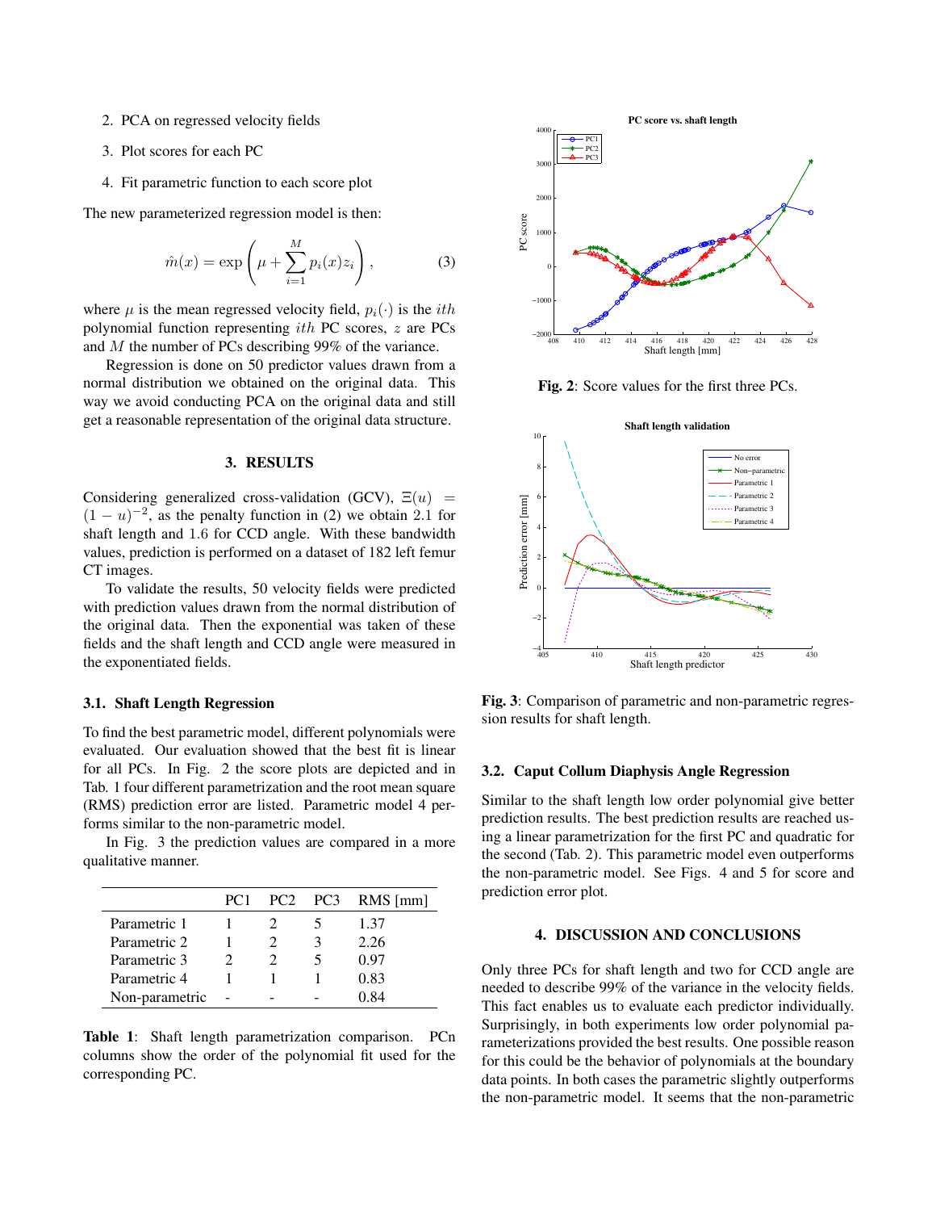2. PCA on regressed velocity fields
3. Plot scores for each PC
4. Fit parametric function to each score plot

The new parameterized regression model is then:

$$\hat{m}(x) = \exp\left(\mu + \sum_{i=1}^{M} p_i(x) z_i\right), \tag{3}$$

where $\mu$ is the mean regressed velocity field, $p_i(\cdot)$ is the $ith$ polynomial function representing $ith$ PC scores, $z$ are PCs and $M$ the number of PCs describing 99% of the variance.

Regression is done on 50 predictor values drawn from a normal distribution we obtained on the original data. This way we avoid conducting PCA on the original data and still get a reasonable representation of the original data structure.

## 3. RESULTS

Considering generalized cross-validation (GCV), $\Xi(u) = (1-u)^{-2}$, as the penalty function in (2) we obtain 2.1 for shaft length and 1.6 for CCD angle. With these bandwidth values, prediction is performed on a dataset of 182 left femur CT images.

To validate the results, 50 velocity fields were predicted with prediction values drawn from the normal distribution of the original data. Then the exponential was taken of these fields and the shaft length and CCD angle were measured in the exponentiated fields.

### 3.1. Shaft Length Regression

To find the best parametric model, different polynomials were evaluated. Our evaluation showed that the best fit is linear for all PCs. In Fig. 2 the score plots are depicted and in Tab. 1 four different parametrization and the root mean square (RMS) prediction error are listed. Parametric model 4 performs similar to the non-parametric model.

In Fig. 3 the prediction values are compared in a more qualitative manner.

| | PC1 | PC2 | PC3 | RMS [mm] |
|---|---|---|---|---|
| Parametric 1 | 1 | 2 | 5 | 1.37 |
| Parametric 2 | 1 | 2 | 3 | 2.26 |
| Parametric 3 | 2 | 2 | 5 | 0.97 |
| Parametric 4 | 1 | 1 | 1 | 0.83 |
| Non-parametric | - | - | - | 0.84 |

**Table 1**: Shaft length parametrization comparison. PCn columns show the order of the polynomial fit used for the corresponding PC.

**Fig. 2**: Score values for the first three PCs.

**Fig. 3**: Comparison of parametric and non-parametric regression results for shaft length.

### 3.2. Caput Collum Diaphysis Angle Regression

Similar to the shaft length low order polynomial give better prediction results. The best prediction results are reached using a linear parametrization for the first PC and quadratic for the second (Tab. 2). This parametric model even outperforms the non-parametric model. See Figs. 4 and 5 for score and prediction error plot.

## 4. DISCUSSION AND CONCLUSIONS

Only three PCs for shaft length and two for CCD angle are needed to describe 99% of the variance in the velocity fields. This fact enables us to evaluate each predictor individually. Surprisingly, in both experiments low order polynomial parameterizations provided the best results. One possible reason for this could be the behavior of polynomials at the boundary data points. In both cases the parametric slightly outperforms the non-parametric model. It seems that the non-parametric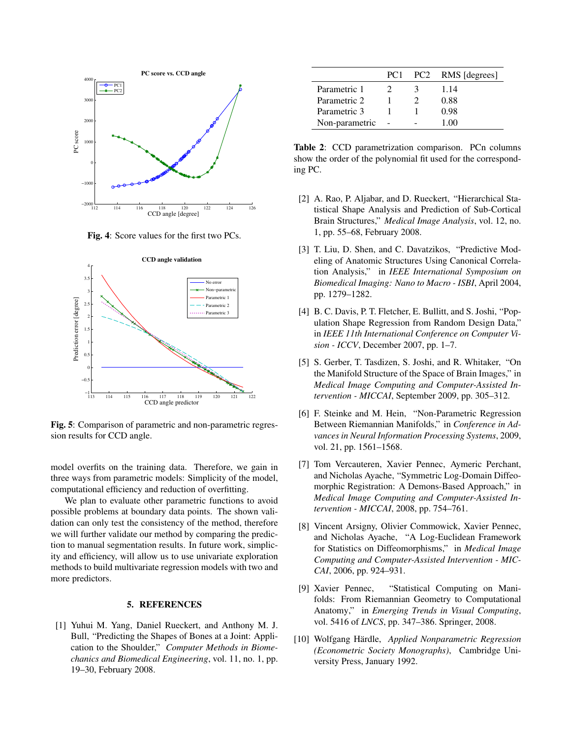PC score vs. CCD angle

PC1
PC2

PC score

CCD angle [degree]

4000
3000
2000
1000
0
−1000
−2000

112
114
116
118
120
122
124
126

**Fig. 4**: Score values for the first two PCs.

CCD angle validation

No error
Non−parametric
Parametric 1
Parametric 2
Parametric 3

Prediction error [degree]

CCD angle predictor

4
3.5
3
2.5
2
1.5
1
0.5
0
−0.5
−1

113
114
115
116
117
118
119
120
121
122

**Fig. 5**: Comparison of parametric and non-parametric regression results for CCD angle.

model overfits on the training data. Therefore, we gain in three ways from parametric models: Simplicity of the model, computational efficiency and reduction of overfitting.

We plan to evaluate other parametric functions to avoid possible problems at boundary data points. The shown validation can only test the consistency of the method, therefore we will further validate our method by comparing the prediction to manual segmentation results. In future work, simplicity and efficiency, will allow us to use univariate exploration methods to build multivariate regression models with two and more predictors.

| | PC1 | PC2 | RMS [degrees] |
|---|---|---|---|
| Parametric 1 | 2 | 3 | 1.14 |
| Parametric 2 | 1 | 2 | 0.88 |
| Parametric 3 | 1 | 1 | 0.98 |
| Non-parametric | - | - | 1.00 |

**Table 2**: CCD parametrization comparison. PCn columns show the order of the polynomial fit used for the corresponding PC.

## 5. REFERENCES

[1] Yuhui M. Yang, Daniel Rueckert, and Anthony M. J. Bull, "Predicting the Shapes of Bones at a Joint: Application to the Shoulder," *Computer Methods in Biomechanics and Biomedical Engineering*, vol. 11, no. 1, pp. 19–30, February 2008.

[2] A. Rao, P. Aljabar, and D. Rueckert, "Hierarchical Statistical Shape Analysis and Prediction of Sub-Cortical Brain Structures," *Medical Image Analysis*, vol. 12, no. 1, pp. 55–68, February 2008.

[3] T. Liu, D. Shen, and C. Davatzikos, "Predictive Modeling of Anatomic Structures Using Canonical Correlation Analysis," in *IEEE International Symposium on Biomedical Imaging: Nano to Macro - ISBI*, April 2004, pp. 1279–1282.

[4] B. C. Davis, P. T. Fletcher, E. Bullitt, and S. Joshi, "Population Shape Regression from Random Design Data," in *IEEE 11th International Conference on Computer Vision - ICCV*, December 2007, pp. 1–7.

[5] S. Gerber, T. Tasdizen, S. Joshi, and R. Whitaker, "On the Manifold Structure of the Space of Brain Images," in *Medical Image Computing and Computer-Assisted Intervention - MICCAI*, September 2009, pp. 305–312.

[6] F. Steinke and M. Hein, "Non-Parametric Regression Between Riemannian Manifolds," in *Conference in Advances in Neural Information Processing Systems*, 2009, vol. 21, pp. 1561–1568.

[7] Tom Vercauteren, Xavier Pennec, Aymeric Perchant, and Nicholas Ayache, "Symmetric Log-Domain Diffeomorphic Registration: A Demons-Based Approach," in *Medical Image Computing and Computer-Assisted Intervention - MICCAI*, 2008, pp. 754–761.

[8] Vincent Arsigny, Olivier Commowick, Xavier Pennec, and Nicholas Ayache, "A Log-Euclidean Framework for Statistics on Diffeomorphisms," in *Medical Image Computing and Computer-Assisted Intervention - MICCAI*, 2006, pp. 924–931.

[9] Xavier Pennec, "Statistical Computing on Manifolds: From Riemannian Geometry to Computational Anatomy," in *Emerging Trends in Visual Computing*, vol. 5416 of *LNCS*, pp. 347–386. Springer, 2008.

[10] Wolfgang Härdle, *Applied Nonparametric Regression (Econometric Society Monographs)*, Cambridge University Press, January 1992.